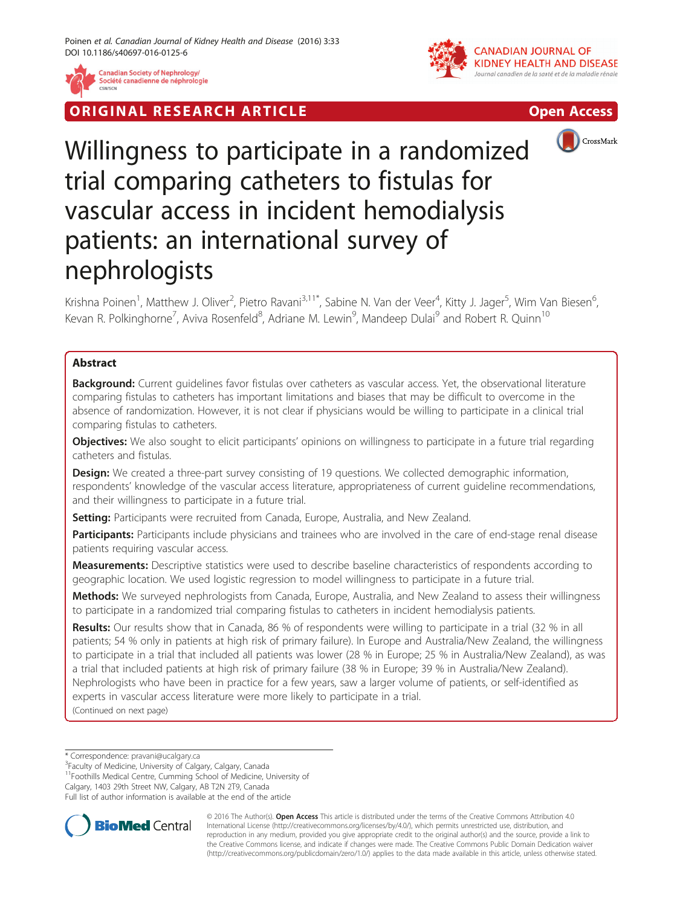ORIGINAL RESEARCH ARTICLE

Open Access

# Willingness to participate in a randomized trial comparing catheters to fistulas for vascular access in incident hemodialysis patients: an international survey of nephrologists

Krishna Poinen[1], Matthew J. Oliver[2], Pietro Ravani[3,11*], Sabine N. Van der Veer[4], Kitty J. Jager[5], Wim Van Biesen[6], Kevan R. Polkinghorne[7], Aviva Rosenfeld[8], Adriane M. Lewin[9], Mandeep Dulai[9] and Robert R. Quinn[10]

## Abstract

**Background:** Current guidelines favor fistulas over catheters as vascular access. Yet, the observational literature comparing fistulas to catheters has important limitations and biases that may be difficult to overcome in the absence of randomization. However, it is not clear if physicians would be willing to participate in a clinical trial comparing fistulas to catheters.

**Objectives:** We also sought to elicit participants' opinions on willingness to participate in a future trial regarding catheters and fistulas.

**Design:** We created a three-part survey consisting of 19 questions. We collected demographic information, respondents' knowledge of the vascular access literature, appropriateness of current guideline recommendations, and their willingness to participate in a future trial.

**Setting:** Participants were recruited from Canada, Europe, Australia, and New Zealand.

**Participants:** Participants include physicians and trainees who are involved in the care of end-stage renal disease patients requiring vascular access.

**Measurements:** Descriptive statistics were used to describe baseline characteristics of respondents according to geographic location. We used logistic regression to model willingness to participate in a future trial.

**Methods:** We surveyed nephrologists from Canada, Europe, Australia, and New Zealand to assess their willingness to participate in a randomized trial comparing fistulas to catheters in incident hemodialysis patients.

**Results:** Our results show that in Canada, 86 % of respondents were willing to participate in a trial (32 % in all patients; 54 % only in patients at high risk of primary failure). In Europe and Australia/New Zealand, the willingness to participate in a trial that included all patients was lower (28 % in Europe; 25 % in Australia/New Zealand), as was a trial that included patients at high risk of primary failure (38 % in Europe; 39 % in Australia/New Zealand). Nephrologists who have been in practice for a few years, saw a larger volume of patients, or self-identified as experts in vascular access literature were more likely to participate in a trial.

(Continued on next page)

\* Correspondence: pravani@ucalgary.ca

[3]Faculty of Medicine, University of Calgary, Calgary, Canada

[11]Foothills Medical Centre, Cumming School of Medicine, University of Calgary, 1403 29th Street NW, Calgary, AB T2N 2T9, Canada

Full list of author information is available at the end of the article

© 2016 The Author(s). **Open Access** This article is distributed under the terms of the Creative Commons Attribution 4.0 International License (http://creativecommons.org/licenses/by/4.0/), which permits unrestricted use, distribution, and reproduction in any medium, provided you give appropriate credit to the original author(s) and the source, provide a link to the Creative Commons license, and indicate if changes were made. The Creative Commons Public Domain Dedication waiver (http://creativecommons.org/publicdomain/zero/1.0/) applies to the data made available in this article, unless otherwise stated.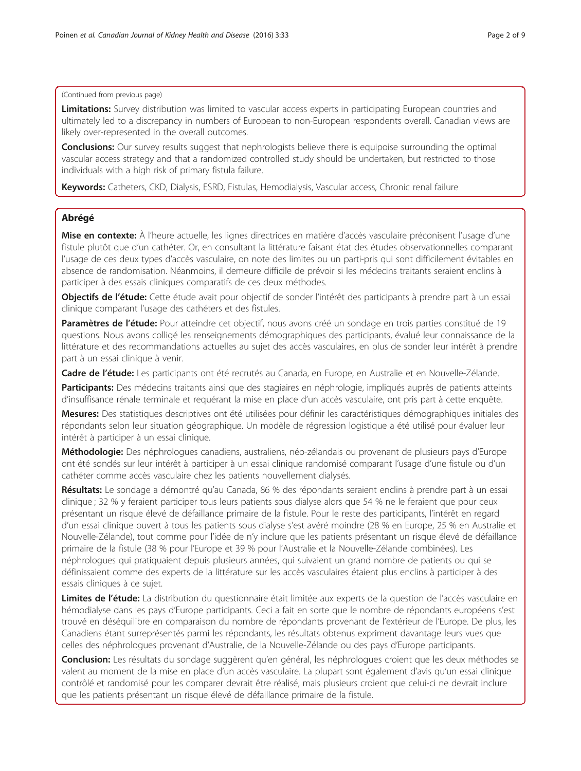(Continued from previous page)

**Limitations:** Survey distribution was limited to vascular access experts in participating European countries and ultimately led to a discrepancy in numbers of European to non-European respondents overall. Canadian views are likely over-represented in the overall outcomes.

**Conclusions:** Our survey results suggest that nephrologists believe there is equipoise surrounding the optimal vascular access strategy and that a randomized controlled study should be undertaken, but restricted to those individuals with a high risk of primary fistula failure.

**Keywords:** Catheters, CKD, Dialysis, ESRD, Fistulas, Hemodialysis, Vascular access, Chronic renal failure

## Abrégé

**Mise en contexte:** À l'heure actuelle, les lignes directrices en matière d'accès vasculaire préconisent l'usage d'une fistule plutôt que d'un cathéter. Or, en consultant la littérature faisant état des études observationnelles comparant l'usage de ces deux types d'accès vasculaire, on note des limites ou un parti-pris qui sont difficilement évitables en absence de randomisation. Néanmoins, il demeure difficile de prévoir si les médecins traitants seraient enclins à participer à des essais cliniques comparatifs de ces deux méthodes.

**Objectifs de l'étude:** Cette étude avait pour objectif de sonder l'intérêt des participants à prendre part à un essai clinique comparant l'usage des cathéters et des fistules.

**Paramètres de l'étude:** Pour atteindre cet objectif, nous avons créé un sondage en trois parties constitué de 19 questions. Nous avons colligé les renseignements démographiques des participants, évalué leur connaissance de la littérature et des recommandations actuelles au sujet des accès vasculaires, en plus de sonder leur intérêt à prendre part à un essai clinique à venir.

**Cadre de l'étude:** Les participants ont été recrutés au Canada, en Europe, en Australie et en Nouvelle-Zélande.

**Participants:** Des médecins traitants ainsi que des stagiaires en néphrologie, impliqués auprès de patients atteints d'insuffisance rénale terminale et requérant la mise en place d'un accès vasculaire, ont pris part à cette enquête.

**Mesures:** Des statistiques descriptives ont été utilisées pour définir les caractéristiques démographiques initiales des répondants selon leur situation géographique. Un modèle de régression logistique a été utilisé pour évaluer leur intérêt à participer à un essai clinique.

**Méthodologie:** Des néphrologues canadiens, australiens, néo-zélandais ou provenant de plusieurs pays d'Europe ont été sondés sur leur intérêt à participer à un essai clinique randomisé comparant l'usage d'une fistule ou d'un cathéter comme accès vasculaire chez les patients nouvellement dialysés.

**Résultats:** Le sondage a démontré qu'au Canada, 86 % des répondants seraient enclins à prendre part à un essai clinique ; 32 % y feraient participer tous leurs patients sous dialyse alors que 54 % ne le feraient que pour ceux présentant un risque élevé de défaillance primaire de la fistule. Pour le reste des participants, l'intérêt en regard d'un essai clinique ouvert à tous les patients sous dialyse s'est avéré moindre (28 % en Europe, 25 % en Australie et Nouvelle-Zélande), tout comme pour l'idée de n'y inclure que les patients présentant un risque élevé de défaillance primaire de la fistule (38 % pour l'Europe et 39 % pour l'Australie et la Nouvelle-Zélande combinées). Les néphrologues qui pratiquaient depuis plusieurs années, qui suivaient un grand nombre de patients ou qui se définissaient comme des experts de la littérature sur les accès vasculaires étaient plus enclins à participer à des essais cliniques à ce sujet.

**Limites de l'étude:** La distribution du questionnaire était limitée aux experts de la question de l'accès vasculaire en hémodialyse dans les pays d'Europe participants. Ceci a fait en sorte que le nombre de répondants européens s'est trouvé en déséquilibre en comparaison du nombre de répondants provenant de l'extérieur de l'Europe. De plus, les Canadiens étant surreprésentés parmi les répondants, les résultats obtenus expriment davantage leurs vues que celles des néphrologues provenant d'Australie, de la Nouvelle-Zélande ou des pays d'Europe participants.

**Conclusion:** Les résultats du sondage suggèrent qu'en général, les néphrologues croient que les deux méthodes se valent au moment de la mise en place d'un accès vasculaire. La plupart sont également d'avis qu'un essai clinique contrôlé et randomisé pour les comparer devrait être réalisé, mais plusieurs croient que celui-ci ne devrait inclure que les patients présentant un risque élevé de défaillance primaire de la fistule.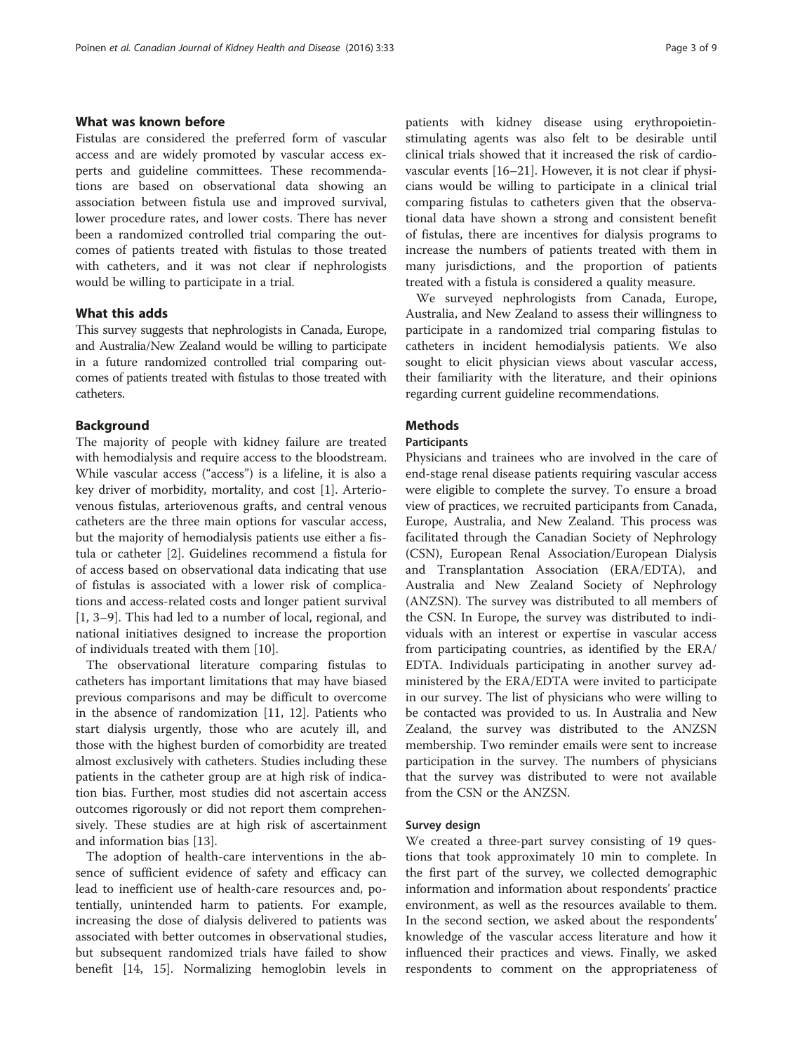## What was known before

Fistulas are considered the preferred form of vascular access and are widely promoted by vascular access experts and guideline committees. These recommendations are based on observational data showing an association between fistula use and improved survival, lower procedure rates, and lower costs. There has never been a randomized controlled trial comparing the outcomes of patients treated with fistulas to those treated with catheters, and it was not clear if nephrologists would be willing to participate in a trial.

## What this adds

This survey suggests that nephrologists in Canada, Europe, and Australia/New Zealand would be willing to participate in a future randomized controlled trial comparing outcomes of patients treated with fistulas to those treated with catheters.

## Background

The majority of people with kidney failure are treated with hemodialysis and require access to the bloodstream. While vascular access ("access") is a lifeline, it is also a key driver of morbidity, mortality, and cost [1]. Arteriovenous fistulas, arteriovenous grafts, and central venous catheters are the three main options for vascular access, but the majority of hemodialysis patients use either a fistula or catheter [2]. Guidelines recommend a fistula for of access based on observational data indicating that use of fistulas is associated with a lower risk of complications and access-related costs and longer patient survival [1, 3–9]. This had led to a number of local, regional, and national initiatives designed to increase the proportion of individuals treated with them [10].

The observational literature comparing fistulas to catheters has important limitations that may have biased previous comparisons and may be difficult to overcome in the absence of randomization [11, 12]. Patients who start dialysis urgently, those who are acutely ill, and those with the highest burden of comorbidity are treated almost exclusively with catheters. Studies including these patients in the catheter group are at high risk of indication bias. Further, most studies did not ascertain access outcomes rigorously or did not report them comprehensively. These studies are at high risk of ascertainment and information bias [13].

The adoption of health-care interventions in the absence of sufficient evidence of safety and efficacy can lead to inefficient use of health-care resources and, potentially, unintended harm to patients. For example, increasing the dose of dialysis delivered to patients was associated with better outcomes in observational studies, but subsequent randomized trials have failed to show benefit [14, 15]. Normalizing hemoglobin levels in patients with kidney disease using erythropoietin-stimulating agents was also felt to be desirable until clinical trials showed that it increased the risk of cardiovascular events [16–21]. However, it is not clear if physicians would be willing to participate in a clinical trial comparing fistulas to catheters given that the observational data have shown a strong and consistent benefit of fistulas, there are incentives for dialysis programs to increase the numbers of patients treated with them in many jurisdictions, and the proportion of patients treated with a fistula is considered a quality measure.

We surveyed nephrologists from Canada, Europe, Australia, and New Zealand to assess their willingness to participate in a randomized trial comparing fistulas to catheters in incident hemodialysis patients. We also sought to elicit physician views about vascular access, their familiarity with the literature, and their opinions regarding current guideline recommendations.

## Methods

### Participants

Physicians and trainees who are involved in the care of end-stage renal disease patients requiring vascular access were eligible to complete the survey. To ensure a broad view of practices, we recruited participants from Canada, Europe, Australia, and New Zealand. This process was facilitated through the Canadian Society of Nephrology (CSN), European Renal Association/European Dialysis and Transplantation Association (ERA/EDTA), and Australia and New Zealand Society of Nephrology (ANZSN). The survey was distributed to all members of the CSN. In Europe, the survey was distributed to individuals with an interest or expertise in vascular access from participating countries, as identified by the ERA/EDTA. Individuals participating in another survey administered by the ERA/EDTA were invited to participate in our survey. The list of physicians who were willing to be contacted was provided to us. In Australia and New Zealand, the survey was distributed to the ANZSN membership. Two reminder emails were sent to increase participation in the survey. The numbers of physicians that the survey was distributed to were not available from the CSN or the ANZSN.

### Survey design

We created a three-part survey consisting of 19 questions that took approximately 10 min to complete. In the first part of the survey, we collected demographic information and information about respondents' practice environment, as well as the resources available to them. In the second section, we asked about the respondents' knowledge of the vascular access literature and how it influenced their practices and views. Finally, we asked respondents to comment on the appropriateness of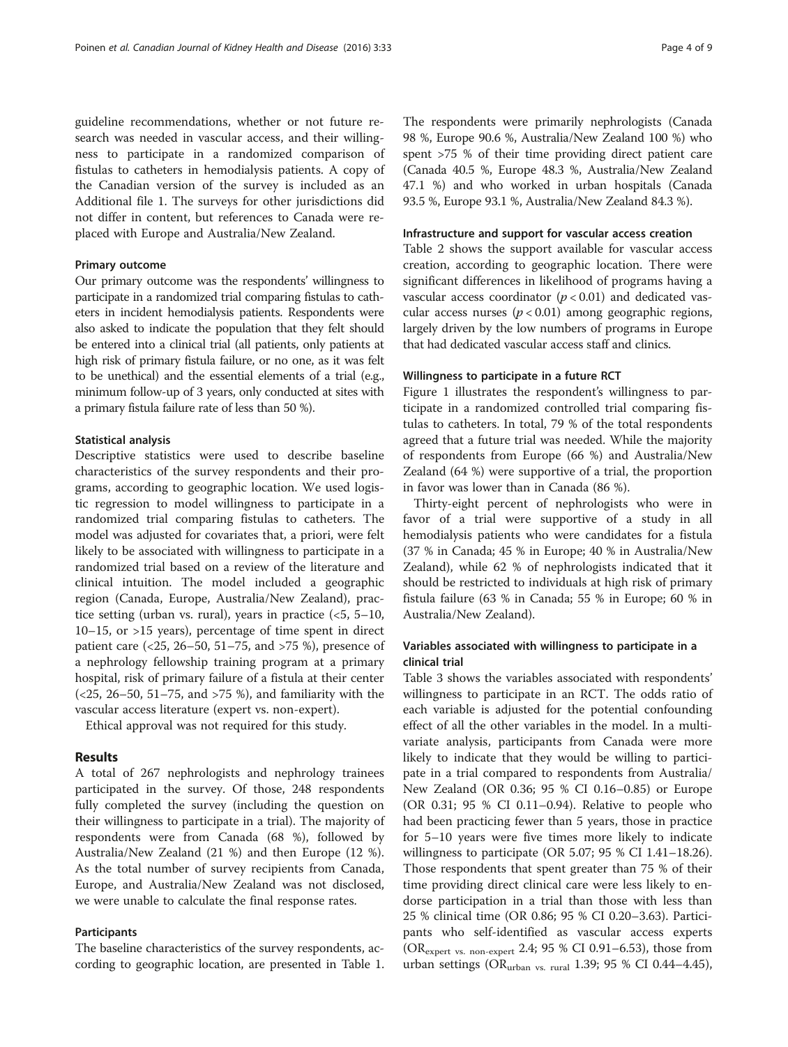guideline recommendations, whether or not future research was needed in vascular access, and their willingness to participate in a randomized comparison of fistulas to catheters in hemodialysis patients. A copy of the Canadian version of the survey is included as an Additional file 1. The surveys for other jurisdictions did not differ in content, but references to Canada were replaced with Europe and Australia/New Zealand.

### Primary outcome

Our primary outcome was the respondents' willingness to participate in a randomized trial comparing fistulas to catheters in incident hemodialysis patients. Respondents were also asked to indicate the population that they felt should be entered into a clinical trial (all patients, only patients at high risk of primary fistula failure, or no one, as it was felt to be unethical) and the essential elements of a trial (e.g., minimum follow-up of 3 years, only conducted at sites with a primary fistula failure rate of less than 50 %).

### Statistical analysis

Descriptive statistics were used to describe baseline characteristics of the survey respondents and their programs, according to geographic location. We used logistic regression to model willingness to participate in a randomized trial comparing fistulas to catheters. The model was adjusted for covariates that, a priori, were felt likely to be associated with willingness to participate in a randomized trial based on a review of the literature and clinical intuition. The model included a geographic region (Canada, Europe, Australia/New Zealand), practice setting (urban vs. rural), years in practice (<5, 5–10, 10–15, or >15 years), percentage of time spent in direct patient care (<25, 26–50, 51–75, and >75 %), presence of a nephrology fellowship training program at a primary hospital, risk of primary failure of a fistula at their center (<25, 26–50, 51–75, and >75 %), and familiarity with the vascular access literature (expert vs. non-expert).

Ethical approval was not required for this study.

## Results

A total of 267 nephrologists and nephrology trainees participated in the survey. Of those, 248 respondents fully completed the survey (including the question on their willingness to participate in a trial). The majority of respondents were from Canada (68 %), followed by Australia/New Zealand (21 %) and then Europe (12 %). As the total number of survey recipients from Canada, Europe, and Australia/New Zealand was not disclosed, we were unable to calculate the final response rates.

### Participants

The baseline characteristics of the survey respondents, according to geographic location, are presented in Table 1. The respondents were primarily nephrologists (Canada 98 %, Europe 90.6 %, Australia/New Zealand 100 %) who spent >75 % of their time providing direct patient care (Canada 40.5 %, Europe 48.3 %, Australia/New Zealand 47.1 %) and who worked in urban hospitals (Canada 93.5 %, Europe 93.1 %, Australia/New Zealand 84.3 %).

### Infrastructure and support for vascular access creation

Table 2 shows the support available for vascular access creation, according to geographic location. There were significant differences in likelihood of programs having a vascular access coordinator ($p < 0.01$) and dedicated vascular access nurses ($p < 0.01$) among geographic regions, largely driven by the low numbers of programs in Europe that had dedicated vascular access staff and clinics.

### Willingness to participate in a future RCT

Figure 1 illustrates the respondent's willingness to participate in a randomized controlled trial comparing fistulas to catheters. In total, 79 % of the total respondents agreed that a future trial was needed. While the majority of respondents from Europe (66 %) and Australia/New Zealand (64 %) were supportive of a trial, the proportion in favor was lower than in Canada (86 %).

Thirty-eight percent of nephrologists who were in favor of a trial were supportive of a study in all hemodialysis patients who were candidates for a fistula (37 % in Canada; 45 % in Europe; 40 % in Australia/New Zealand), while 62 % of nephrologists indicated that it should be restricted to individuals at high risk of primary fistula failure (63 % in Canada; 55 % in Europe; 60 % in Australia/New Zealand).

### Variables associated with willingness to participate in a clinical trial

Table 3 shows the variables associated with respondents' willingness to participate in an RCT. The odds ratio of each variable is adjusted for the potential confounding effect of all the other variables in the model. In a multivariate analysis, participants from Canada were more likely to indicate that they would be willing to participate in a trial compared to respondents from Australia/New Zealand (OR 0.36; 95 % CI 0.16–0.85) or Europe (OR 0.31; 95 % CI 0.11–0.94). Relative to people who had been practicing fewer than 5 years, those in practice for 5–10 years were five times more likely to indicate willingness to participate (OR 5.07; 95 % CI 1.41–18.26). Those respondents that spent greater than 75 % of their time providing direct clinical care were less likely to endorse participation in a trial than those with less than 25 % clinical time (OR 0.86; 95 % CI 0.20–3.63). Participants who self-identified as vascular access experts ($OR_{\text{expert vs. non-expert}}$ 2.4; 95 % CI 0.91–6.53), those from urban settings ($OR_{\text{urban vs. rural}}$ 1.39; 95 % CI 0.44–4.45),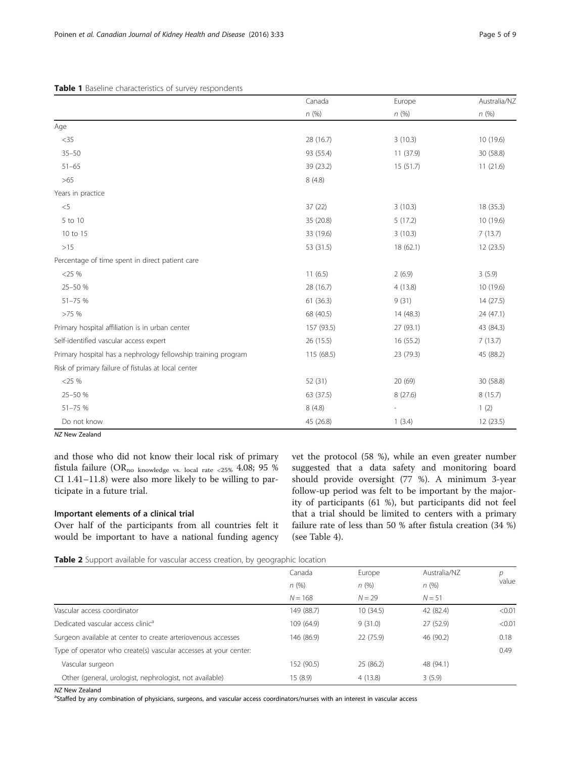**Table 1** Baseline characteristics of survey respondents

| | Canada | Europe | Australia/NZ |
|---|---|---|---|
| | *n* (%) | *n* (%) | *n* (%) |
| Age | | | |
| <35 | 28 (16.7) | 3 (10.3) | 10 (19.6) |
| 35–50 | 93 (55.4) | 11 (37.9) | 30 (58.8) |
| 51–65 | 39 (23.2) | 15 (51.7) | 11 (21.6) |
| >65 | 8 (4.8) | | |
| Years in practice | | | |
| <5 | 37 (22) | 3 (10.3) | 18 (35.3) |
| 5 to 10 | 35 (20.8) | 5 (17.2) | 10 (19.6) |
| 10 to 15 | 33 (19.6) | 3 (10.3) | 7 (13.7) |
| >15 | 53 (31.5) | 18 (62.1) | 12 (23.5) |
| Percentage of time spent in direct patient care | | | |
| <25 % | 11 (6.5) | 2 (6.9) | 3 (5.9) |
| 25–50 % | 28 (16.7) | 4 (13.8) | 10 (19.6) |
| 51–75 % | 61 (36.3) | 9 (31) | 14 (27.5) |
| >75 % | 68 (40.5) | 14 (48.3) | 24 (47.1) |
| Primary hospital affiliation is in urban center | 157 (93.5) | 27 (93.1) | 43 (84.3) |
| Self-identified vascular access expert | 26 (15.5) | 16 (55.2) | 7 (13.7) |
| Primary hospital has a nephrology fellowship training program | 115 (68.5) | 23 (79.3) | 45 (88.2) |
| Risk of primary failure of fistulas at local center | | | |
| <25 % | 52 (31) | 20 (69) | 30 (58.8) |
| 25–50 % | 63 (37.5) | 8 (27.6) | 8 (15.7) |
| 51–75 % | 8 (4.8) | - | 1 (2) |
| Do not know | 45 (26.8) | 1 (3.4) | 12 (23.5) |

*NZ* New Zealand

and those who did not know their local risk of primary fistula failure ($OR_{\text{no knowledge vs. local rate <25\%}}$ 4.08; 95 % CI 1.41–11.8) were also more likely to be willing to participate in a future trial.

### Important elements of a clinical trial

Over half of the participants from all countries felt it would be important to have a national funding agency vet the protocol (58 %), while an even greater number suggested that a data safety and monitoring board should provide oversight (77 %). A minimum 3-year follow-up period was felt to be important by the majority of participants (61 %), but participants did not feel that a trial should be limited to centers with a primary failure rate of less than 50 % after fistula creation (34 %) (see Table 4).

**Table 2** Support available for vascular access creation, by geographic location

| | Canada | Europe | Australia/NZ | *p* value |
|---|---|---|---|---|
| | *n* (%) | *n* (%) | *n* (%) | |
| | *N* = 168 | *N* = 29 | *N* = 51 | |
| Vascular access coordinator | 149 (88.7) | 10 (34.5) | 42 (82.4) | <0.01 |
| Dedicated vascular access clinic[a] | 109 (64.9) | 9 (31.0) | 27 (52.9) | <0.01 |
| Surgeon available at center to create arteriovenous accesses | 146 (86.9) | 22 (75.9) | 46 (90.2) | 0.18 |
| Type of operator who create(s) vascular accesses at your center: | | | | 0.49 |
| Vascular surgeon | 152 (90.5) | 25 (86.2) | 48 (94.1) | |
| Other (general, urologist, nephrologist, not available) | 15 (8.9) | 4 (13.8) | 3 (5.9) | |

*NZ* New Zealand

[a]Staffed by any combination of physicians, surgeons, and vascular access coordinators/nurses with an interest in vascular access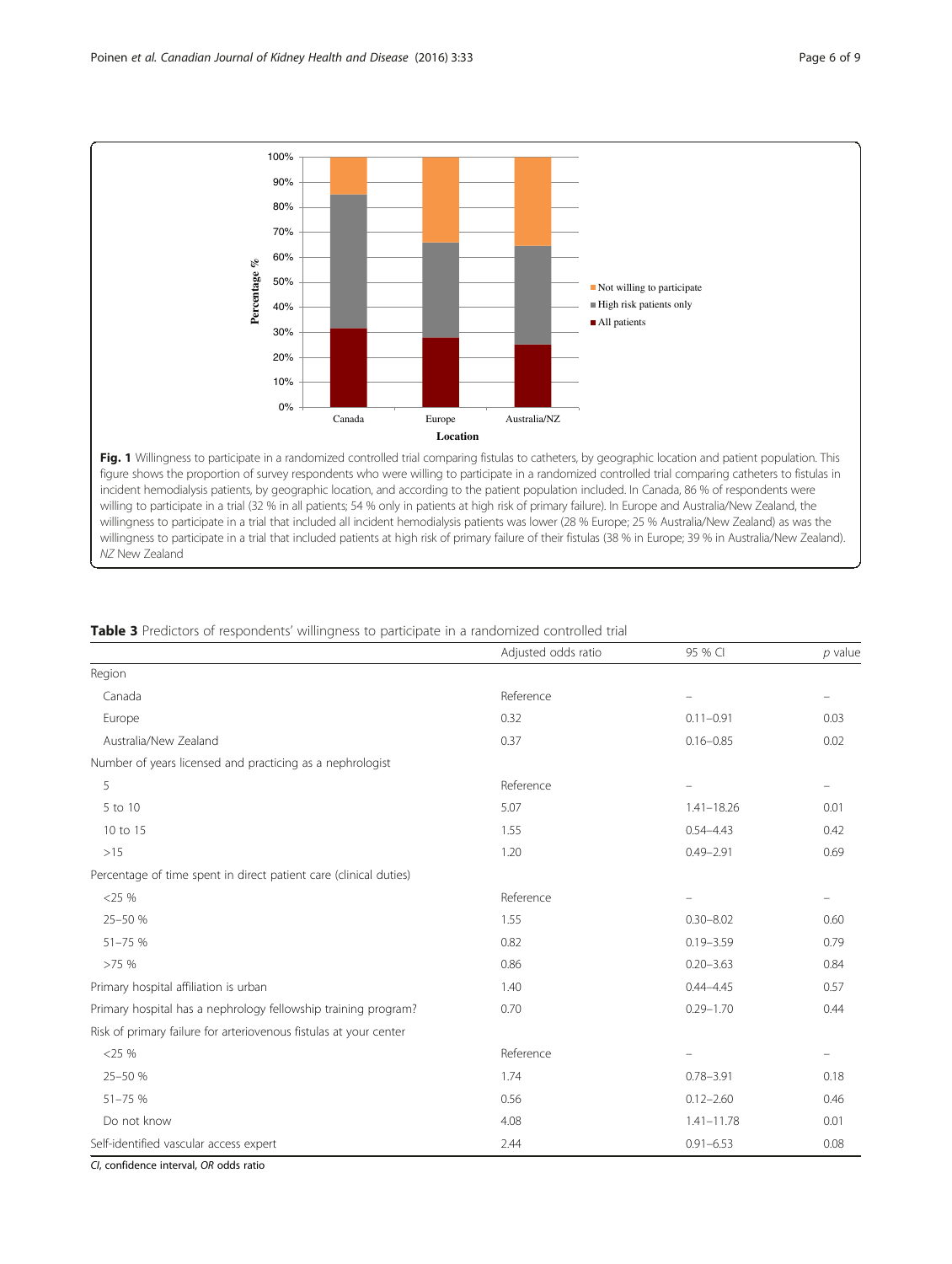**Fig. 1** Willingness to participate in a randomized controlled trial comparing fistulas to catheters, by geographic location and patient population. This figure shows the proportion of survey respondents who were willing to participate in a randomized controlled trial comparing catheters to fistulas in incident hemodialysis patients, by geographic location, and according to the patient population included. In Canada, 86 % of respondents were willing to participate in a trial (32 % in all patients; 54 % only in patients at high risk of primary failure). In Europe and Australia/New Zealand, the willingness to participate in a trial that included all incident hemodialysis patients was lower (28 % Europe; 25 % Australia/New Zealand) as was the willingness to participate in a trial that included patients at high risk of primary failure of their fistulas (38 % in Europe; 39 % in Australia/New Zealand). *NZ* New Zealand

**Table 3** Predictors of respondents' willingness to participate in a randomized controlled trial

| | Adjusted odds ratio | 95 % CI | *p* value |
|---|---|---|---|
| Region | | | |
| Canada | Reference | – | – |
| Europe | 0.32 | 0.11–0.91 | 0.03 |
| Australia/New Zealand | 0.37 | 0.16–0.85 | 0.02 |
| Number of years licensed and practicing as a nephrologist | | | |
| 5 | Reference | – | – |
| 5 to 10 | 5.07 | 1.41–18.26 | 0.01 |
| 10 to 15 | 1.55 | 0.54–4.43 | 0.42 |
| >15 | 1.20 | 0.49–2.91 | 0.69 |
| Percentage of time spent in direct patient care (clinical duties) | | | |
| <25 % | Reference | – | – |
| 25–50 % | 1.55 | 0.30–8.02 | 0.60 |
| 51–75 % | 0.82 | 0.19–3.59 | 0.79 |
| >75 % | 0.86 | 0.20–3.63 | 0.84 |
| Primary hospital affiliation is urban | 1.40 | 0.44–4.45 | 0.57 |
| Primary hospital has a nephrology fellowship training program? | 0.70 | 0.29–1.70 | 0.44 |
| Risk of primary failure for arteriovenous fistulas at your center | | | |
| <25 % | Reference | – | – |
| 25–50 % | 1.74 | 0.78–3.91 | 0.18 |
| 51–75 % | 0.56 | 0.12–2.60 | 0.46 |
| Do not know | 4.08 | 1.41–11.78 | 0.01 |
| Self-identified vascular access expert | 2.44 | 0.91–6.53 | 0.08 |

*CI*, confidence interval, *OR* odds ratio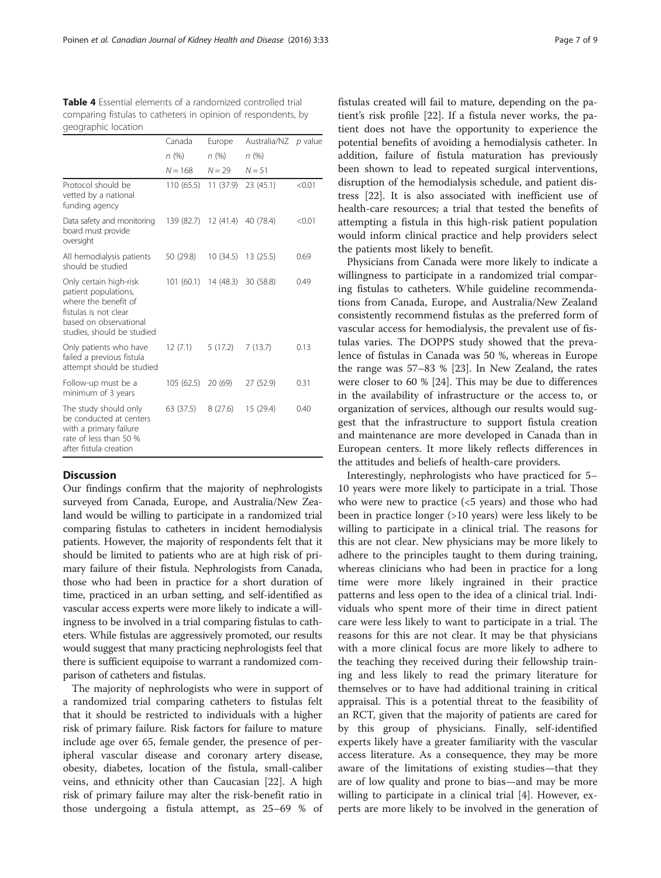**Table 4** Essential elements of a randomized controlled trial comparing fistulas to catheters in opinion of respondents, by geographic location

| | Canada<br>n (%)<br>N = 168 | Europe<br>n (%)<br>N = 29 | Australia/NZ<br>n (%)<br>N = 51 | p value |
|---|---|---|---|---|
| Protocol should be vetted by a national funding agency | 110 (65.5) | 11 (37.9) | 23 (45.1) | <0.01 |
| Data safety and monitoring board must provide oversight | 139 (82.7) | 12 (41.4) | 40 (78.4) | <0.01 |
| All hemodialysis patients should be studied | 50 (29.8) | 10 (34.5) | 13 (25.5) | 0.69 |
| Only certain high-risk patient populations, where the benefit of fistulas is not clear based on observational studies, should be studied | 101 (60.1) | 14 (48.3) | 30 (58.8) | 0.49 |
| Only patients who have failed a previous fistula attempt should be studied | 12 (7.1) | 5 (17.2) | 7 (13.7) | 0.13 |
| Follow-up must be a minimum of 3 years | 105 (62.5) | 20 (69) | 27 (52.9) | 0.31 |
| The study should only be conducted at centers with a primary failure rate of less than 50 % after fistula creation | 63 (37.5) | 8 (27.6) | 15 (29.4) | 0.40 |

## Discussion

Our findings confirm that the majority of nephrologists surveyed from Canada, Europe, and Australia/New Zealand would be willing to participate in a randomized trial comparing fistulas to catheters in incident hemodialysis patients. However, the majority of respondents felt that it should be limited to patients who are at high risk of primary failure of their fistula. Nephrologists from Canada, those who had been in practice for a short duration of time, practiced in an urban setting, and self-identified as vascular access experts were more likely to indicate a willingness to be involved in a trial comparing fistulas to catheters. While fistulas are aggressively promoted, our results would suggest that many practicing nephrologists feel that there is sufficient equipoise to warrant a randomized comparison of catheters and fistulas.

The majority of nephrologists who were in support of a randomized trial comparing catheters to fistulas felt that it should be restricted to individuals with a higher risk of primary failure. Risk factors for failure to mature include age over 65, female gender, the presence of peripheral vascular disease and coronary artery disease, obesity, diabetes, location of the fistula, small-caliber veins, and ethnicity other than Caucasian [22]. A high risk of primary failure may alter the risk-benefit ratio in those undergoing a fistula attempt, as 25–69 % of fistulas created will fail to mature, depending on the patient's risk profile [22]. If a fistula never works, the patient does not have the opportunity to experience the potential benefits of avoiding a hemodialysis catheter. In addition, failure of fistula maturation has previously been shown to lead to repeated surgical interventions, disruption of the hemodialysis schedule, and patient distress [22]. It is also associated with inefficient use of health-care resources; a trial that tested the benefits of attempting a fistula in this high-risk patient population would inform clinical practice and help providers select the patients most likely to benefit.

Physicians from Canada were more likely to indicate a willingness to participate in a randomized trial comparing fistulas to catheters. While guideline recommendations from Canada, Europe, and Australia/New Zealand consistently recommend fistulas as the preferred form of vascular access for hemodialysis, the prevalent use of fistulas varies. The DOPPS study showed that the prevalence of fistulas in Canada was 50 %, whereas in Europe the range was 57–83 % [23]. In New Zealand, the rates were closer to 60 % [24]. This may be due to differences in the availability of infrastructure or the access to, or organization of services, although our results would suggest that the infrastructure to support fistula creation and maintenance are more developed in Canada than in European centers. It more likely reflects differences in the attitudes and beliefs of health-care providers.

Interestingly, nephrologists who have practiced for 5–10 years were more likely to participate in a trial. Those who were new to practice (<5 years) and those who had been in practice longer (>10 years) were less likely to be willing to participate in a clinical trial. The reasons for this are not clear. New physicians may be more likely to adhere to the principles taught to them during training, whereas clinicians who had been in practice for a long time were more likely ingrained in their practice patterns and less open to the idea of a clinical trial. Individuals who spent more of their time in direct patient care were less likely to want to participate in a trial. The reasons for this are not clear. It may be that physicians with a more clinical focus are more likely to adhere to the teaching they received during their fellowship training and less likely to read the primary literature for themselves or to have had additional training in critical appraisal. This is a potential threat to the feasibility of an RCT, given that the majority of patients are cared for by this group of physicians. Finally, self-identified experts likely have a greater familiarity with the vascular access literature. As a consequence, they may be more aware of the limitations of existing studies—that they are of low quality and prone to bias—and may be more willing to participate in a clinical trial [4]. However, experts are more likely to be involved in the generation of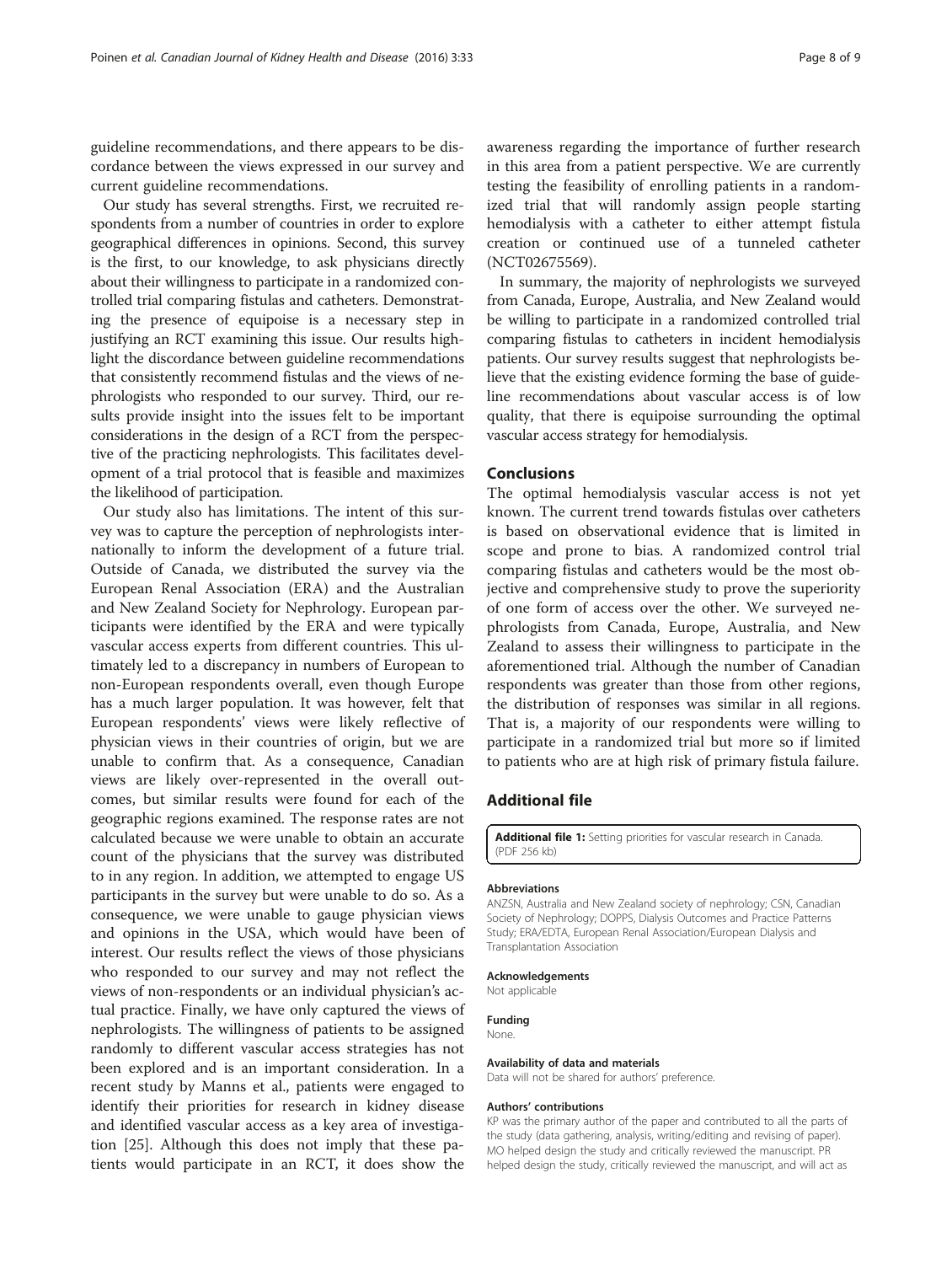guideline recommendations, and there appears to be discordance between the views expressed in our survey and current guideline recommendations.

Our study has several strengths. First, we recruited respondents from a number of countries in order to explore geographical differences in opinions. Second, this survey is the first, to our knowledge, to ask physicians directly about their willingness to participate in a randomized controlled trial comparing fistulas and catheters. Demonstrating the presence of equipoise is a necessary step in justifying an RCT examining this issue. Our results highlight the discordance between guideline recommendations that consistently recommend fistulas and the views of nephrologists who responded to our survey. Third, our results provide insight into the issues felt to be important considerations in the design of a RCT from the perspective of the practicing nephrologists. This facilitates development of a trial protocol that is feasible and maximizes the likelihood of participation.

Our study also has limitations. The intent of this survey was to capture the perception of nephrologists internationally to inform the development of a future trial. Outside of Canada, we distributed the survey via the European Renal Association (ERA) and the Australian and New Zealand Society for Nephrology. European participants were identified by the ERA and were typically vascular access experts from different countries. This ultimately led to a discrepancy in numbers of European to non-European respondents overall, even though Europe has a much larger population. It was however, felt that European respondents' views were likely reflective of physician views in their countries of origin, but we are unable to confirm that. As a consequence, Canadian views are likely over-represented in the overall outcomes, but similar results were found for each of the geographic regions examined. The response rates are not calculated because we were unable to obtain an accurate count of the physicians that the survey was distributed to in any region. In addition, we attempted to engage US participants in the survey but were unable to do so. As a consequence, we were unable to gauge physician views and opinions in the USA, which would have been of interest. Our results reflect the views of those physicians who responded to our survey and may not reflect the views of non-respondents or an individual physician's actual practice. Finally, we have only captured the views of nephrologists. The willingness of patients to be assigned randomly to different vascular access strategies has not been explored and is an important consideration. In a recent study by Manns et al., patients were engaged to identify their priorities for research in kidney disease and identified vascular access as a key area of investigation [25]. Although this does not imply that these patients would participate in an RCT, it does show the awareness regarding the importance of further research in this area from a patient perspective. We are currently testing the feasibility of enrolling patients in a randomized trial that will randomly assign people starting hemodialysis with a catheter to either attempt fistula creation or continued use of a tunneled catheter (NCT02675569).

In summary, the majority of nephrologists we surveyed from Canada, Europe, Australia, and New Zealand would be willing to participate in a randomized controlled trial comparing fistulas to catheters in incident hemodialysis patients. Our survey results suggest that nephrologists believe that the existing evidence forming the base of guideline recommendations about vascular access is of low quality, that there is equipoise surrounding the optimal vascular access strategy for hemodialysis.

## Conclusions

The optimal hemodialysis vascular access is not yet known. The current trend towards fistulas over catheters is based on observational evidence that is limited in scope and prone to bias. A randomized control trial comparing fistulas and catheters would be the most objective and comprehensive study to prove the superiority of one form of access over the other. We surveyed nephrologists from Canada, Europe, Australia, and New Zealand to assess their willingness to participate in the aforementioned trial. Although the number of Canadian respondents was greater than those from other regions, the distribution of responses was similar in all regions. That is, a majority of our respondents were willing to participate in a randomized trial but more so if limited to patients who are at high risk of primary fistula failure.

## Additional file

**Additional file 1:** Setting priorities for vascular research in Canada. (PDF 256 kb)

#### Abbreviations

ANZSN, Australia and New Zealand society of nephrology; CSN, Canadian Society of Nephrology; DOPPS, Dialysis Outcomes and Practice Patterns Study; ERA/EDTA, European Renal Association/European Dialysis and Transplantation Association

#### Acknowledgements

Not applicable

#### Funding

None.

#### Availability of data and materials

Data will not be shared for authors' preference.

#### Authors' contributions

KP was the primary author of the paper and contributed to all the parts of the study (data gathering, analysis, writing/editing and revising of paper). MO helped design the study and critically reviewed the manuscript. PR helped design the study, critically reviewed the manuscript, and will act as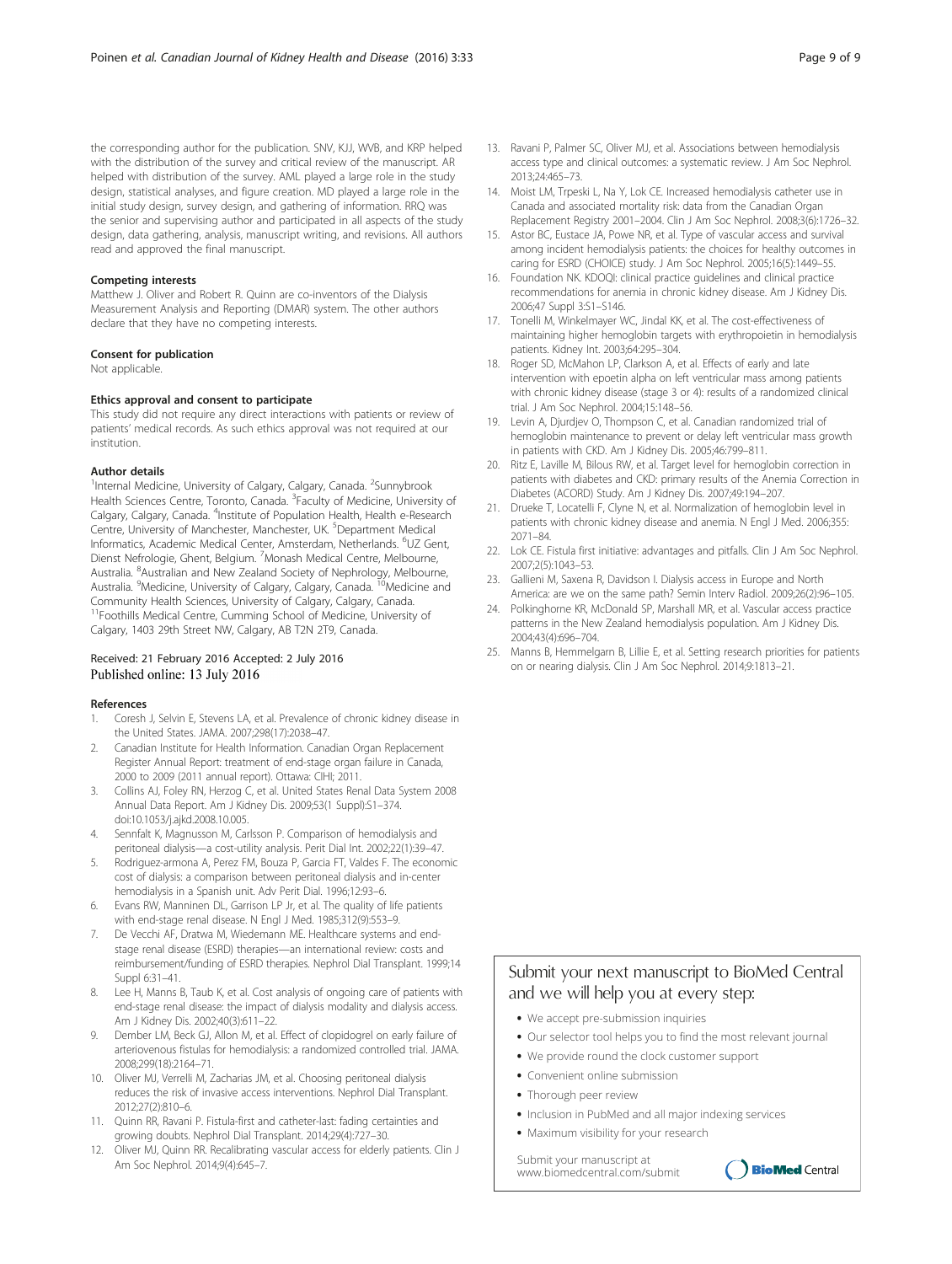the corresponding author for the publication. SNV, KJJ, WVB, and KRP helped with the distribution of the survey and critical review of the manuscript. AR helped with distribution of the survey. AML played a large role in the study design, statistical analyses, and figure creation. MD played a large role in the initial study design, survey design, and gathering of information. RRQ was the senior and supervising author and participated in all aspects of the study design, data gathering, analysis, manuscript writing, and revisions. All authors read and approved the final manuscript.

#### Competing interests

Matthew J. Oliver and Robert R. Quinn are co-inventors of the Dialysis Measurement Analysis and Reporting (DMAR) system. The other authors declare that they have no competing interests.

#### Consent for publication

Not applicable.

#### Ethics approval and consent to participate

This study did not require any direct interactions with patients or review of patients' medical records. As such ethics approval was not required at our institution.

#### Author details

[1]Internal Medicine, University of Calgary, Calgary, Canada. [2]Sunnybrook Health Sciences Centre, Toronto, Canada. [3]Faculty of Medicine, University of Calgary, Calgary, Canada. [4]Institute of Population Health, Health e-Research Centre, University of Manchester, Manchester, UK. [5]Department Medical Informatics, Academic Medical Center, Amsterdam, Netherlands. [6]UZ Gent, Dienst Nefrologie, Ghent, Belgium. [7]Monash Medical Centre, Melbourne, Australia. [8]Australian and New Zealand Society of Nephrology, Melbourne, Australia. [9]Medicine, University of Calgary, Calgary, Canada. [10]Medicine and Community Health Sciences, University of Calgary, Calgary, Canada. [11]Foothills Medical Centre, Cumming School of Medicine, University of Calgary, 1403 29th Street NW, Calgary, AB T2N 2T9, Canada.

Received: 21 February 2016 Accepted: 2 July 2016
Published online: 13 July 2016

#### References

1. Coresh J, Selvin E, Stevens LA, et al. Prevalence of chronic kidney disease in the United States. JAMA. 2007;298(17):2038–47.
2. Canadian Institute for Health Information. Canadian Organ Replacement Register Annual Report: treatment of end-stage organ failure in Canada, 2000 to 2009 (2011 annual report). Ottawa: CIHI; 2011.
3. Collins AJ, Foley RN, Herzog C, et al. United States Renal Data System 2008 Annual Data Report. Am J Kidney Dis. 2009;53(1 Suppl):S1–374. doi:10.1053/j.ajkd.2008.10.005.
4. Sennfalt K, Magnusson M, Carlsson P. Comparison of hemodialysis and peritoneal dialysis—a cost-utility analysis. Perit Dial Int. 2002;22(1):39–47.
5. Rodriguez-armona A, Perez FM, Bouza P, Garcia FT, Valdes F. The economic cost of dialysis: a comparison between peritoneal dialysis and in-center hemodialysis in a Spanish unit. Adv Perit Dial. 1996;12:93–6.
6. Evans RW, Manninen DL, Garrison LP Jr, et al. The quality of life patients with end-stage renal disease. N Engl J Med. 1985;312(9):553–9.
7. De Vecchi AF, Dratwa M, Wiedemann ME. Healthcare systems and end-stage renal disease (ESRD) therapies—an international review: costs and reimbursement/funding of ESRD therapies. Nephrol Dial Transplant. 1999;14 Suppl 6:31–41.
8. Lee H, Manns B, Taub K, et al. Cost analysis of ongoing care of patients with end-stage renal disease: the impact of dialysis modality and dialysis access. Am J Kidney Dis. 2002;40(3):611–22.
9. Dember LM, Beck GJ, Allon M, et al. Effect of clopidogrel on early failure of arteriovenous fistulas for hemodialysis: a randomized controlled trial. JAMA. 2008;299(18):2164–71.
10. Oliver MJ, Verrelli M, Zacharias JM, et al. Choosing peritoneal dialysis reduces the risk of invasive access interventions. Nephrol Dial Transplant. 2012;27(2):810–6.
11. Quinn RR, Ravani P. Fistula-first and catheter-last: fading certainties and growing doubts. Nephrol Dial Transplant. 2014;29(4):727–30.
12. Oliver MJ, Quinn RR. Recalibrating vascular access for elderly patients. Clin J Am Soc Nephrol. 2014;9(4):645–7.
13. Ravani P, Palmer SC, Oliver MJ, et al. Associations between hemodialysis access type and clinical outcomes: a systematic review. J Am Soc Nephrol. 2013;24:465–73.
14. Moist LM, Trpeski L, Na Y, Lok CE. Increased hemodialysis catheter use in Canada and associated mortality risk: data from the Canadian Organ Replacement Registry 2001–2004. Clin J Am Soc Nephrol. 2008;3(6):1726–32.
15. Astor BC, Eustace JA, Powe NR, et al. Type of vascular access and survival among incident hemodialysis patients: the choices for healthy outcomes in caring for ESRD (CHOICE) study. J Am Soc Nephrol. 2005;16(5):1449–55.
16. Foundation NK. KDOQI: clinical practice guidelines and clinical practice recommendations for anemia in chronic kidney disease. Am J Kidney Dis. 2006;47 Suppl 3:S1–S146.
17. Tonelli M, Winkelmayer WC, Jindal KK, et al. The cost-effectiveness of maintaining higher hemoglobin targets with erythropoietin in hemodialysis patients. Kidney Int. 2003;64:295–304.
18. Roger SD, McMahon LP, Clarkson A, et al. Effects of early and late intervention with epoetin alpha on left ventricular mass among patients with chronic kidney disease (stage 3 or 4): results of a randomized clinical trial. J Am Soc Nephrol. 2004;15:148–56.
19. Levin A, Djurdjev O, Thompson C, et al. Canadian randomized trial of hemoglobin maintenance to prevent or delay left ventricular mass growth in patients with CKD. Am J Kidney Dis. 2005;46:799–811.
20. Ritz E, Laville M, Bilous RW, et al. Target level for hemoglobin correction in patients with diabetes and CKD: primary results of the Anemia Correction in Diabetes (ACORD) Study. Am J Kidney Dis. 2007;49:194–207.
21. Drueke T, Locatelli F, Clyne N, et al. Normalization of hemoglobin level in patients with chronic kidney disease and anemia. N Engl J Med. 2006;355:2071–84.
22. Lok CE. Fistula first initiative: advantages and pitfalls. Clin J Am Soc Nephrol. 2007;2(5):1043–53.
23. Gallieni M, Saxena R, Davidson I. Dialysis access in Europe and North America: are we on the same path? Semin Interv Radiol. 2009;26(2):96–105.
24. Polkinghorne KR, McDonald SP, Marshall MR, et al. Vascular access practice patterns in the New Zealand hemodialysis population. Am J Kidney Dis. 2004;43(4):696–704.
25. Manns B, Hemmelgarn B, Lillie E, et al. Setting research priorities for patients on or nearing dialysis. Clin J Am Soc Nephrol. 2014;9:1813–21.

Submit your next manuscript to BioMed Central and we will help you at every step:

- We accept pre-submission inquiries
- Our selector tool helps you to find the most relevant journal
- We provide round the clock customer support
- Convenient online submission
- Thorough peer review
- Inclusion in PubMed and all major indexing services
- Maximum visibility for your research

Submit your manuscript at
www.biomedcentral.com/submit

BioMed Central